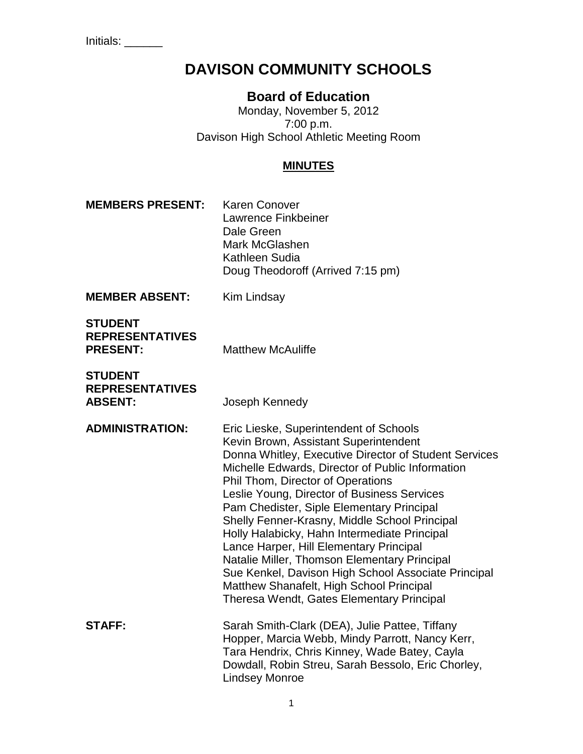Initials: ______

# DAVISON COMMUNITY SCHOOLS

## Board of Education

Monday, November 5, 2012
7:00 p.m.
Davison High School Athletic Meeting Room

### MINUTES

**MEMBERS PRESENT:** Karen Conover
Lawrence Finkbeiner
Dale Green
Mark McGlashen
Kathleen Sudia
Doug Theodoroff (Arrived 7:15 pm)

**MEMBER ABSENT:** Kim Lindsay

**STUDENT REPRESENTATIVES PRESENT:** Matthew McAuliffe

**STUDENT REPRESENTATIVES ABSENT:** Joseph Kennedy

**ADMINISTRATION:** Eric Lieske, Superintendent of Schools
Kevin Brown, Assistant Superintendent
Donna Whitley, Executive Director of Student Services
Michelle Edwards, Director of Public Information
Phil Thom, Director of Operations
Leslie Young, Director of Business Services
Pam Chedister, Siple Elementary Principal
Shelly Fenner-Krasny, Middle School Principal
Holly Halabicky, Hahn Intermediate Principal
Lance Harper, Hill Elementary Principal
Natalie Miller, Thomson Elementary Principal
Sue Kenkel, Davison High School Associate Principal
Matthew Shanafelt, High School Principal
Theresa Wendt, Gates Elementary Principal

**STAFF:** Sarah Smith-Clark (DEA), Julie Pattee, Tiffany Hopper, Marcia Webb, Mindy Parrott, Nancy Kerr, Tara Hendrix, Chris Kinney, Wade Batey, Cayla Dowdall, Robin Streu, Sarah Bessolo, Eric Chorley, Lindsey Monroe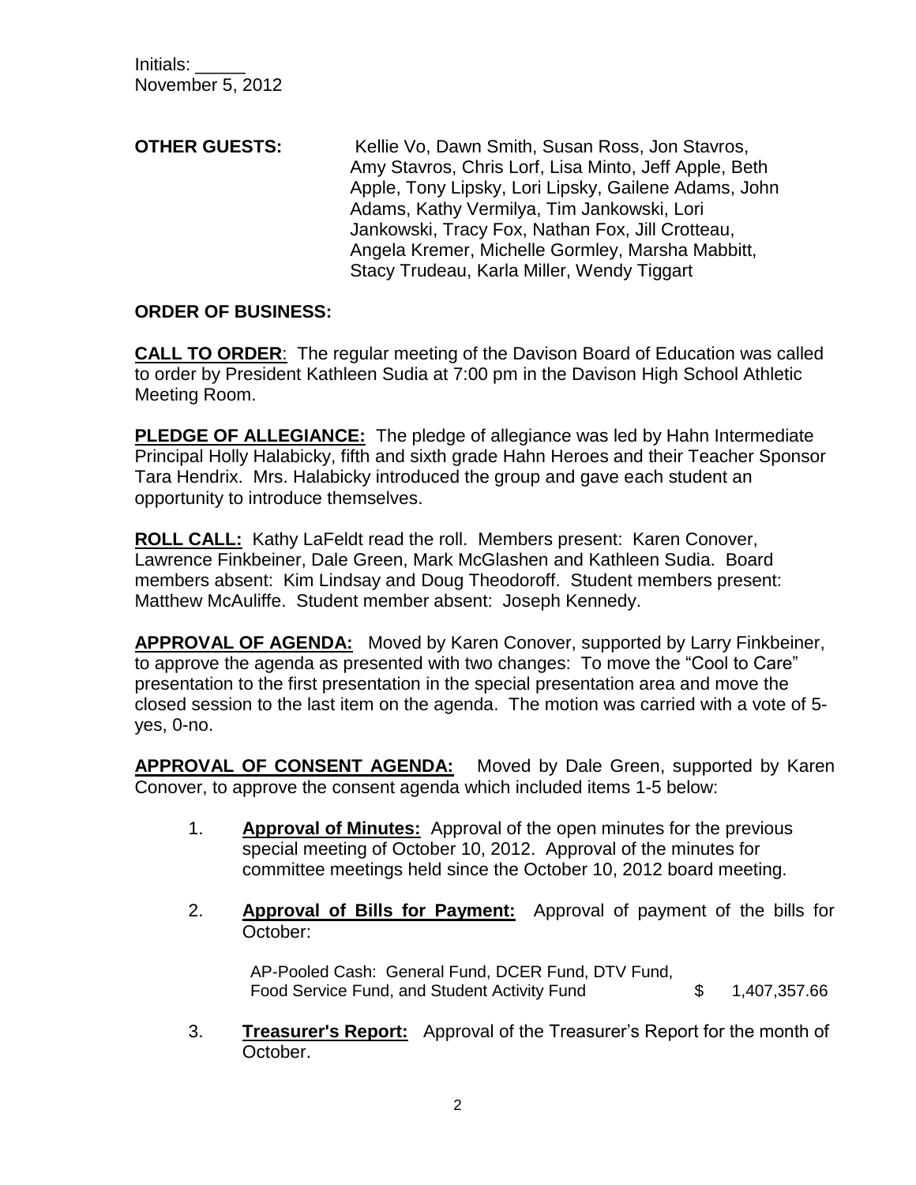Initials: _____
November 5, 2012

**OTHER GUESTS:** Kellie Vo, Dawn Smith, Susan Ross, Jon Stavros, Amy Stavros, Chris Lorf, Lisa Minto, Jeff Apple, Beth Apple, Tony Lipsky, Lori Lipsky, Gailene Adams, John Adams, Kathy Vermilya, Tim Jankowski, Lori Jankowski, Tracy Fox, Nathan Fox, Jill Crotteau, Angela Kremer, Michelle Gormley, Marsha Mabbitt, Stacy Trudeau, Karla Miller, Wendy Tiggart

**ORDER OF BUSINESS:**

**CALL TO ORDER**: The regular meeting of the Davison Board of Education was called to order by President Kathleen Sudia at 7:00 pm in the Davison High School Athletic Meeting Room.

**PLEDGE OF ALLEGIANCE:** The pledge of allegiance was led by Hahn Intermediate Principal Holly Halabicky, fifth and sixth grade Hahn Heroes and their Teacher Sponsor Tara Hendrix. Mrs. Halabicky introduced the group and gave each student an opportunity to introduce themselves.

**ROLL CALL:** Kathy LaFeldt read the roll. Members present: Karen Conover, Lawrence Finkbeiner, Dale Green, Mark McGlashen and Kathleen Sudia. Board members absent: Kim Lindsay and Doug Theodoroff. Student members present: Matthew McAuliffe. Student member absent: Joseph Kennedy.

**APPROVAL OF AGENDA:** Moved by Karen Conover, supported by Larry Finkbeiner, to approve the agenda as presented with two changes: To move the "Cool to Care" presentation to the first presentation in the special presentation area and move the closed session to the last item on the agenda. The motion was carried with a vote of 5-yes, 0-no.

**APPROVAL OF CONSENT AGENDA:** Moved by Dale Green, supported by Karen Conover, to approve the consent agenda which included items 1-5 below:

1. **Approval of Minutes:** Approval of the open minutes for the previous special meeting of October 10, 2012. Approval of the minutes for committee meetings held since the October 10, 2012 board meeting.

2. **Approval of Bills for Payment:** Approval of payment of the bills for October:

   AP-Pooled Cash: General Fund, DCER Fund, DTV Fund, Food Service Fund, and Student Activity Fund $ 1,407,357.66

3. **Treasurer's Report:** Approval of the Treasurer's Report for the month of October.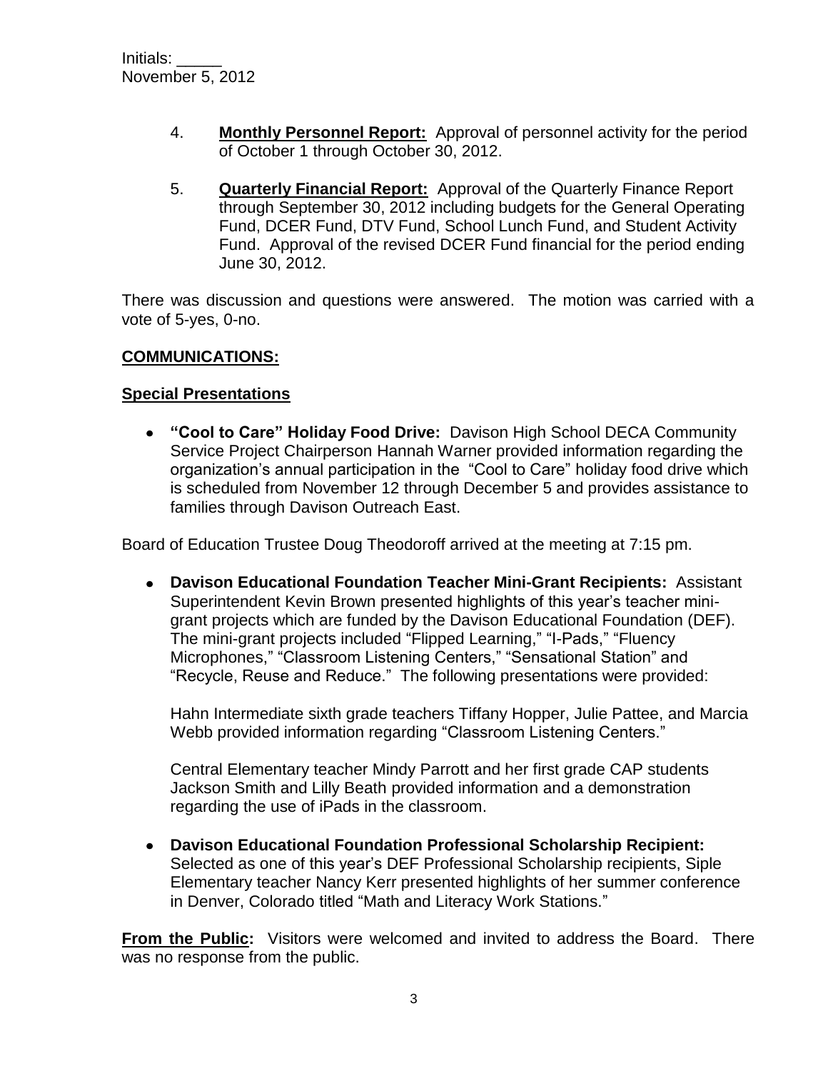Initials: _____
November 5, 2012

4. **Monthly Personnel Report:** Approval of personnel activity for the period of October 1 through October 30, 2012.

5. **Quarterly Financial Report:** Approval of the Quarterly Finance Report through September 30, 2012 including budgets for the General Operating Fund, DCER Fund, DTV Fund, School Lunch Fund, and Student Activity Fund. Approval of the revised DCER Fund financial for the period ending June 30, 2012.

There was discussion and questions were answered. The motion was carried with a vote of 5-yes, 0-no.

**COMMUNICATIONS:**

**Special Presentations**

- **"Cool to Care" Holiday Food Drive:** Davison High School DECA Community Service Project Chairperson Hannah Warner provided information regarding the organization's annual participation in the "Cool to Care" holiday food drive which is scheduled from November 12 through December 5 and provides assistance to families through Davison Outreach East.

Board of Education Trustee Doug Theodoroff arrived at the meeting at 7:15 pm.

- **Davison Educational Foundation Teacher Mini-Grant Recipients:** Assistant Superintendent Kevin Brown presented highlights of this year's teacher mini-grant projects which are funded by the Davison Educational Foundation (DEF). The mini-grant projects included "Flipped Learning," "I-Pads," "Fluency Microphones," "Classroom Listening Centers," "Sensational Station" and "Recycle, Reuse and Reduce." The following presentations were provided:

  Hahn Intermediate sixth grade teachers Tiffany Hopper, Julie Pattee, and Marcia Webb provided information regarding "Classroom Listening Centers."

  Central Elementary teacher Mindy Parrott and her first grade CAP students Jackson Smith and Lilly Beath provided information and a demonstration regarding the use of iPads in the classroom.

- **Davison Educational Foundation Professional Scholarship Recipient:** Selected as one of this year's DEF Professional Scholarship recipients, Siple Elementary teacher Nancy Kerr presented highlights of her summer conference in Denver, Colorado titled "Math and Literacy Work Stations."

**From the Public:** Visitors were welcomed and invited to address the Board. There was no response from the public.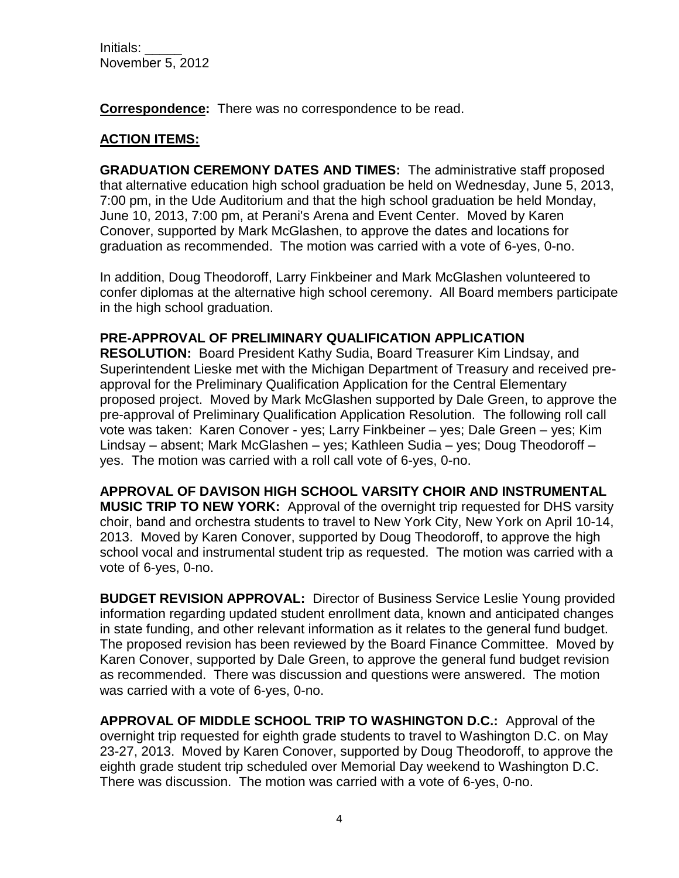**Correspondence:** There was no correspondence to be read.

**ACTION ITEMS:**

**GRADUATION CEREMONY DATES AND TIMES:** The administrative staff proposed that alternative education high school graduation be held on Wednesday, June 5, 2013, 7:00 pm, in the Ude Auditorium and that the high school graduation be held Monday, June 10, 2013, 7:00 pm, at Perani's Arena and Event Center. Moved by Karen Conover, supported by Mark McGlashen, to approve the dates and locations for graduation as recommended. The motion was carried with a vote of 6-yes, 0-no.

In addition, Doug Theodoroff, Larry Finkbeiner and Mark McGlashen volunteered to confer diplomas at the alternative high school ceremony. All Board members participate in the high school graduation.

**PRE-APPROVAL OF PRELIMINARY QUALIFICATION APPLICATION RESOLUTION:** Board President Kathy Sudia, Board Treasurer Kim Lindsay, and Superintendent Lieske met with the Michigan Department of Treasury and received pre-approval for the Preliminary Qualification Application for the Central Elementary proposed project. Moved by Mark McGlashen supported by Dale Green, to approve the pre-approval of Preliminary Qualification Application Resolution. The following roll call vote was taken: Karen Conover - yes; Larry Finkbeiner – yes; Dale Green – yes; Kim Lindsay – absent; Mark McGlashen – yes; Kathleen Sudia – yes; Doug Theodoroff – yes. The motion was carried with a roll call vote of 6-yes, 0-no.

**APPROVAL OF DAVISON HIGH SCHOOL VARSITY CHOIR AND INSTRUMENTAL MUSIC TRIP TO NEW YORK:** Approval of the overnight trip requested for DHS varsity choir, band and orchestra students to travel to New York City, New York on April 10-14, 2013. Moved by Karen Conover, supported by Doug Theodoroff, to approve the high school vocal and instrumental student trip as requested. The motion was carried with a vote of 6-yes, 0-no.

**BUDGET REVISION APPROVAL:** Director of Business Service Leslie Young provided information regarding updated student enrollment data, known and anticipated changes in state funding, and other relevant information as it relates to the general fund budget. The proposed revision has been reviewed by the Board Finance Committee. Moved by Karen Conover, supported by Dale Green, to approve the general fund budget revision as recommended. There was discussion and questions were answered. The motion was carried with a vote of 6-yes, 0-no.

**APPROVAL OF MIDDLE SCHOOL TRIP TO WASHINGTON D.C.:** Approval of the overnight trip requested for eighth grade students to travel to Washington D.C. on May 23-27, 2013. Moved by Karen Conover, supported by Doug Theodoroff, to approve the eighth grade student trip scheduled over Memorial Day weekend to Washington D.C. There was discussion. The motion was carried with a vote of 6-yes, 0-no.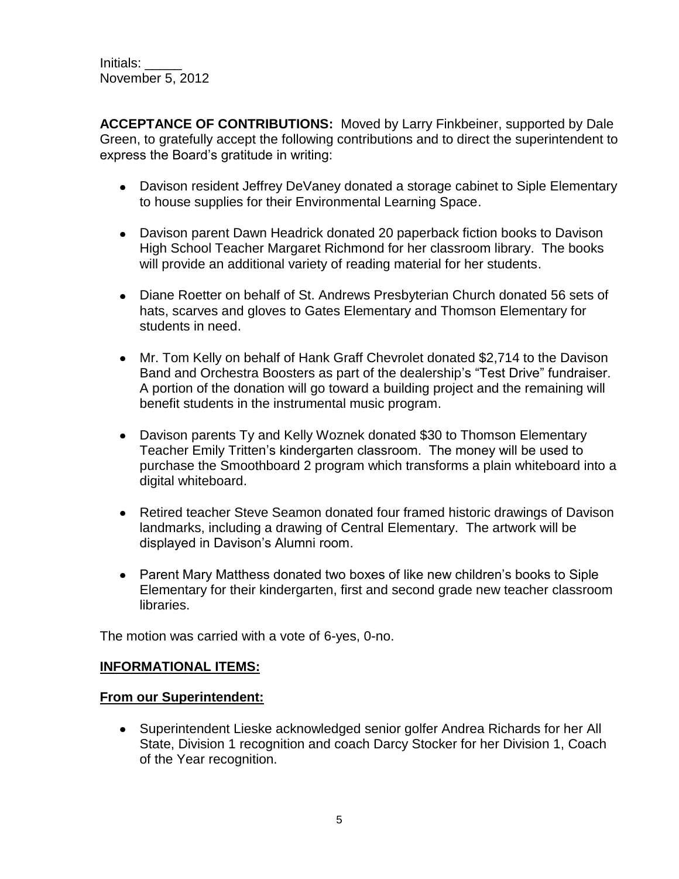Initials: _____
November 5, 2012

**ACCEPTANCE OF CONTRIBUTIONS:** Moved by Larry Finkbeiner, supported by Dale Green, to gratefully accept the following contributions and to direct the superintendent to express the Board's gratitude in writing:

- Davison resident Jeffrey DeVaney donated a storage cabinet to Siple Elementary to house supplies for their Environmental Learning Space.
- Davison parent Dawn Headrick donated 20 paperback fiction books to Davison High School Teacher Margaret Richmond for her classroom library. The books will provide an additional variety of reading material for her students.
- Diane Roetter on behalf of St. Andrews Presbyterian Church donated 56 sets of hats, scarves and gloves to Gates Elementary and Thomson Elementary for students in need.
- Mr. Tom Kelly on behalf of Hank Graff Chevrolet donated $2,714 to the Davison Band and Orchestra Boosters as part of the dealership's "Test Drive" fundraiser. A portion of the donation will go toward a building project and the remaining will benefit students in the instrumental music program.
- Davison parents Ty and Kelly Woznek donated $30 to Thomson Elementary Teacher Emily Tritten's kindergarten classroom. The money will be used to purchase the Smoothboard 2 program which transforms a plain whiteboard into a digital whiteboard.
- Retired teacher Steve Seamon donated four framed historic drawings of Davison landmarks, including a drawing of Central Elementary. The artwork will be displayed in Davison's Alumni room.
- Parent Mary Matthess donated two boxes of like new children's books to Siple Elementary for their kindergarten, first and second grade new teacher classroom libraries.

The motion was carried with a vote of 6-yes, 0-no.

## INFORMATIONAL ITEMS:

### From our Superintendent:

- Superintendent Lieske acknowledged senior golfer Andrea Richards for her All State, Division 1 recognition and coach Darcy Stocker for her Division 1, Coach of the Year recognition.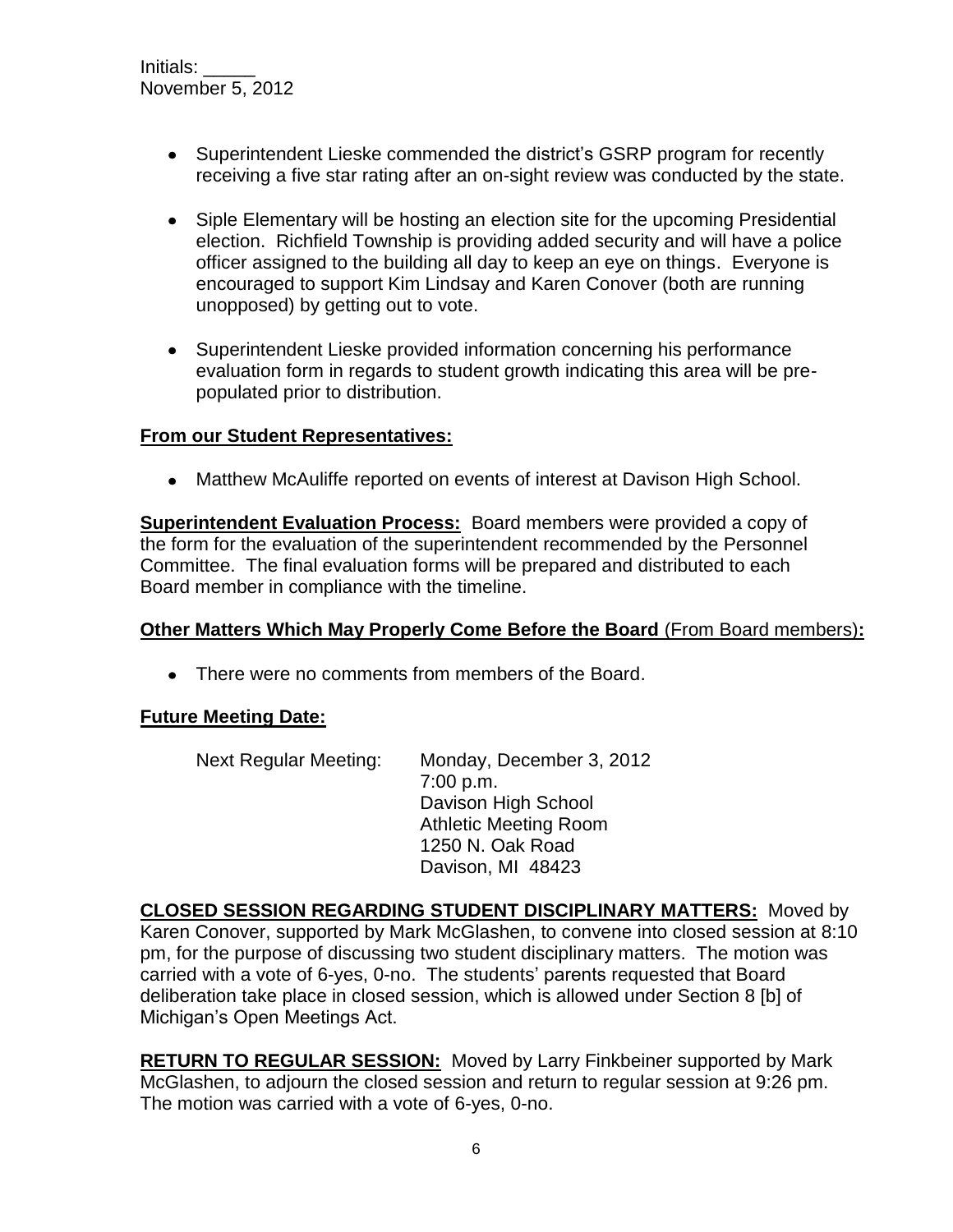- Superintendent Lieske commended the district's GSRP program for recently receiving a five star rating after an on-sight review was conducted by the state.
- Siple Elementary will be hosting an election site for the upcoming Presidential election. Richfield Township is providing added security and will have a police officer assigned to the building all day to keep an eye on things. Everyone is encouraged to support Kim Lindsay and Karen Conover (both are running unopposed) by getting out to vote.
- Superintendent Lieske provided information concerning his performance evaluation form in regards to student growth indicating this area will be pre-populated prior to distribution.

**From our Student Representatives:**

- Matthew McAuliffe reported on events of interest at Davison High School.

**Superintendent Evaluation Process:** Board members were provided a copy of the form for the evaluation of the superintendent recommended by the Personnel Committee. The final evaluation forms will be prepared and distributed to each Board member in compliance with the timeline.

**Other Matters Which May Properly Come Before the Board (From Board members):**

- There were no comments from members of the Board.

**Future Meeting Date:**

Next Regular Meeting: Monday, December 3, 2012
7:00 p.m.
Davison High School
Athletic Meeting Room
1250 N. Oak Road
Davison, MI 48423

**CLOSED SESSION REGARDING STUDENT DISCIPLINARY MATTERS:** Moved by Karen Conover, supported by Mark McGlashen, to convene into closed session at 8:10 pm, for the purpose of discussing two student disciplinary matters. The motion was carried with a vote of 6-yes, 0-no. The students' parents requested that Board deliberation take place in closed session, which is allowed under Section 8 [b] of Michigan's Open Meetings Act.

**RETURN TO REGULAR SESSION:** Moved by Larry Finkbeiner supported by Mark McGlashen, to adjourn the closed session and return to regular session at 9:26 pm. The motion was carried with a vote of 6-yes, 0-no.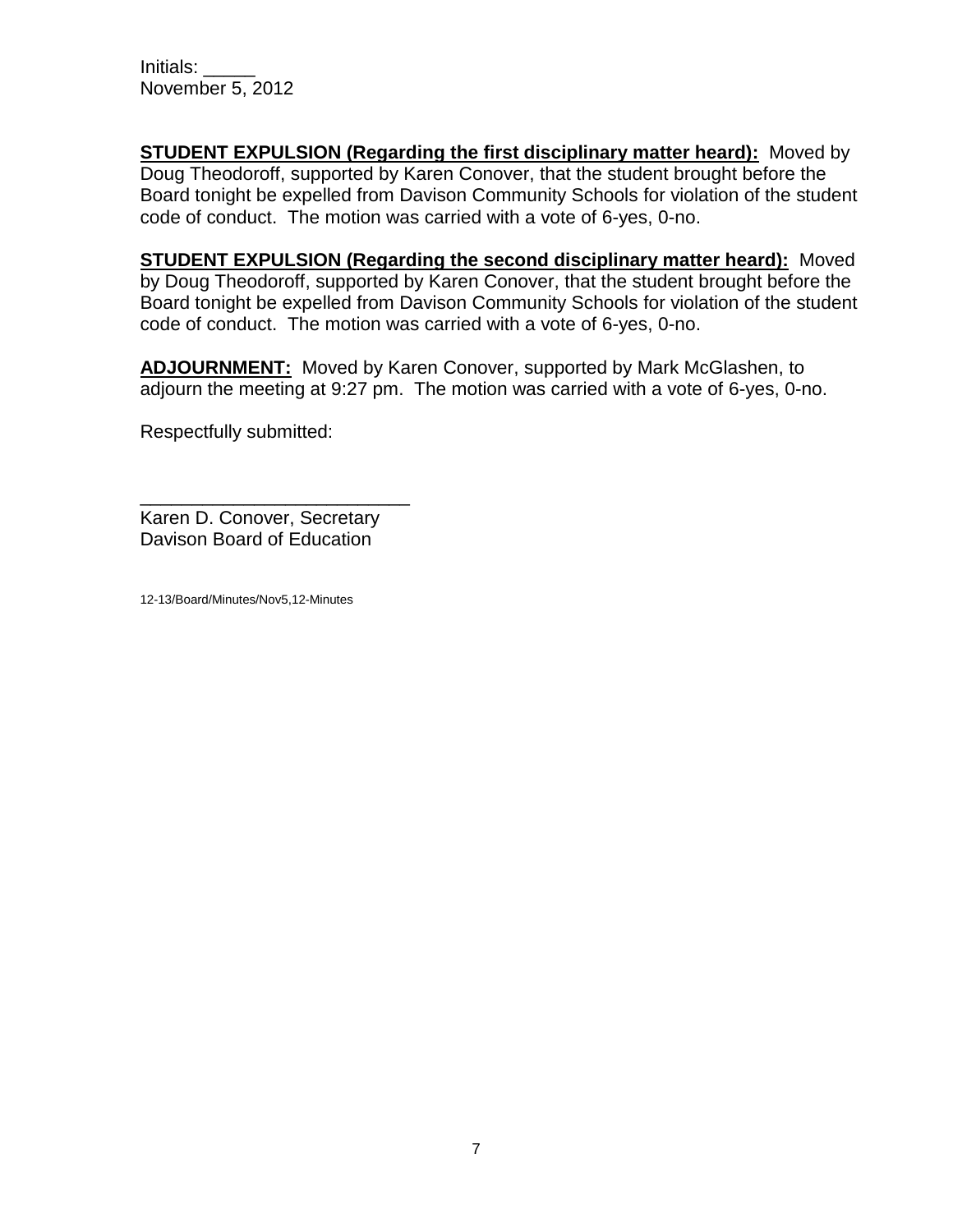Initials: _____
November 5, 2012

**STUDENT EXPULSION (Regarding the first disciplinary matter heard):** Moved by Doug Theodoroff, supported by Karen Conover, that the student brought before the Board tonight be expelled from Davison Community Schools for violation of the student code of conduct. The motion was carried with a vote of 6-yes, 0-no.

**STUDENT EXPULSION (Regarding the second disciplinary matter heard):** Moved by Doug Theodoroff, supported by Karen Conover, that the student brought before the Board tonight be expelled from Davison Community Schools for violation of the student code of conduct. The motion was carried with a vote of 6-yes, 0-no.

**ADJOURNMENT:** Moved by Karen Conover, supported by Mark McGlashen, to adjourn the meeting at 9:27 pm. The motion was carried with a vote of 6-yes, 0-no.

Respectfully submitted:

___________________________
Karen D. Conover, Secretary
Davison Board of Education

12-13/Board/Minutes/Nov5,12-Minutes